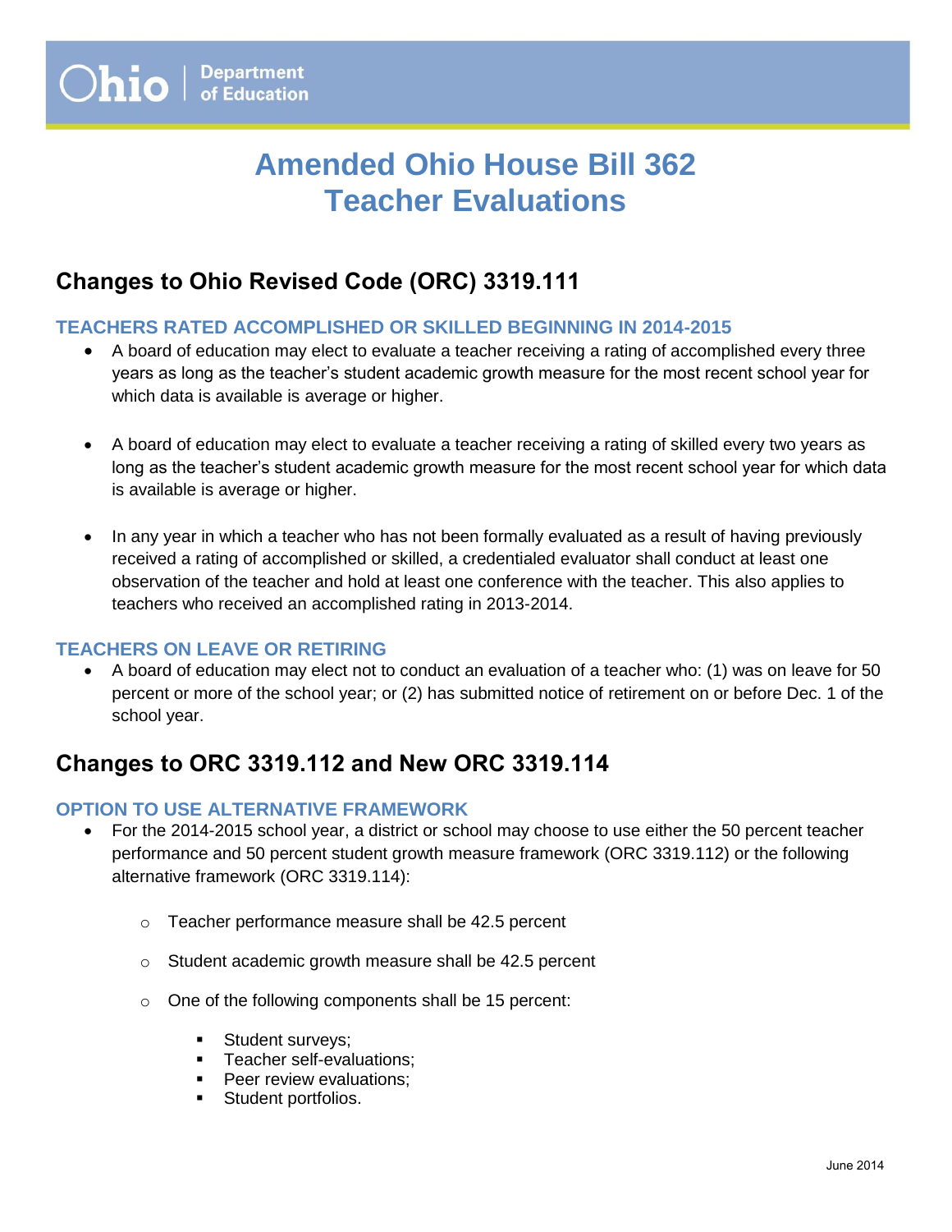Ohio | Department of Education

# Amended Ohio House Bill 362
# Teacher Evaluations

## Changes to Ohio Revised Code (ORC) 3319.111

### TEACHERS RATED ACCOMPLISHED OR SKILLED BEGINNING IN 2014-2015

- A board of education may elect to evaluate a teacher receiving a rating of accomplished every three years as long as the teacher's student academic growth measure for the most recent school year for which data is available is average or higher.

- A board of education may elect to evaluate a teacher receiving a rating of skilled every two years as long as the teacher's student academic growth measure for the most recent school year for which data is available is average or higher.

- In any year in which a teacher who has not been formally evaluated as a result of having previously received a rating of accomplished or skilled, a credentialed evaluator shall conduct at least one observation of the teacher and hold at least one conference with the teacher. This also applies to teachers who received an accomplished rating in 2013-2014.

### TEACHERS ON LEAVE OR RETIRING

- A board of education may elect not to conduct an evaluation of a teacher who: (1) was on leave for 50 percent or more of the school year; or (2) has submitted notice of retirement on or before Dec. 1 of the school year.

## Changes to ORC 3319.112 and New ORC 3319.114

### OPTION TO USE ALTERNATIVE FRAMEWORK

- For the 2014-2015 school year, a district or school may choose to use either the 50 percent teacher performance and 50 percent student growth measure framework (ORC 3319.112) or the following alternative framework (ORC 3319.114):
  - Teacher performance measure shall be 42.5 percent
  - Student academic growth measure shall be 42.5 percent
  - One of the following components shall be 15 percent:
    - Student surveys;
    - Teacher self-evaluations;
    - Peer review evaluations;
    - Student portfolios.

June 2014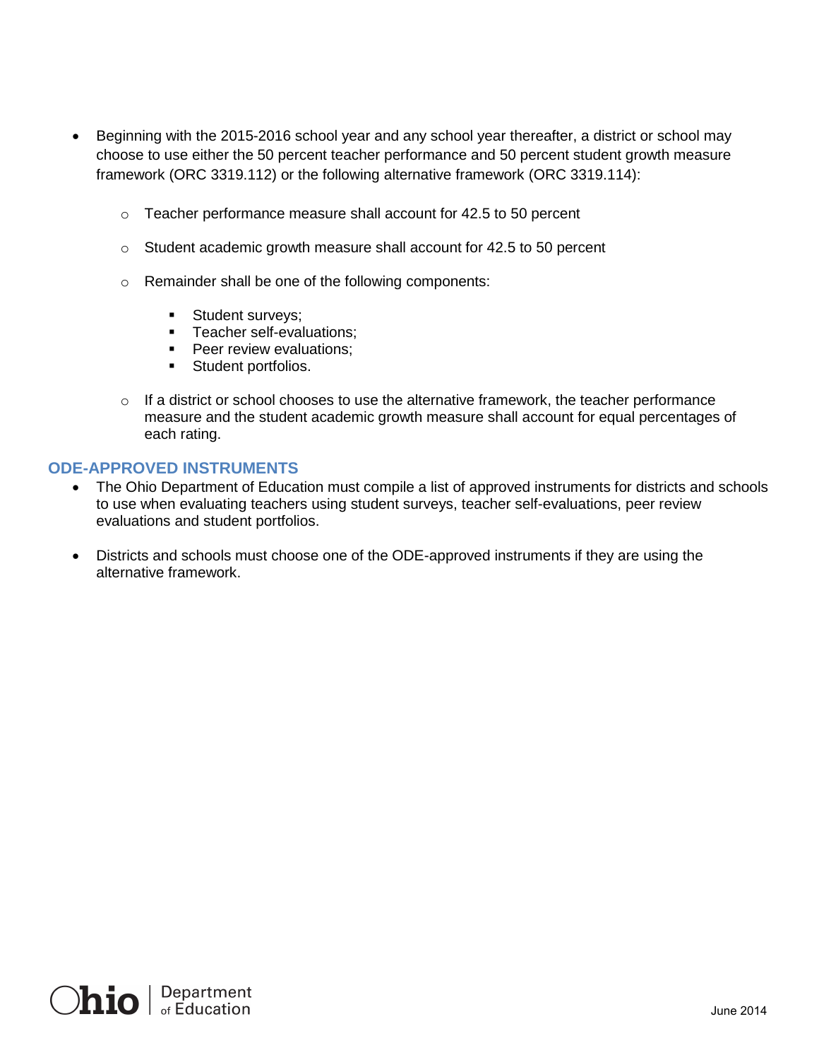- Beginning with the 2015-2016 school year and any school year thereafter, a district or school may choose to use either the 50 percent teacher performance and 50 percent student growth measure framework (ORC 3319.112) or the following alternative framework (ORC 3319.114):
  - Teacher performance measure shall account for 42.5 to 50 percent
  - Student academic growth measure shall account for 42.5 to 50 percent
  - Remainder shall be one of the following components:
    - Student surveys;
    - Teacher self-evaluations;
    - Peer review evaluations;
    - Student portfolios.
  - If a district or school chooses to use the alternative framework, the teacher performance measure and the student academic growth measure shall account for equal percentages of each rating.

## ODE-APPROVED INSTRUMENTS

- The Ohio Department of Education must compile a list of approved instruments for districts and schools to use when evaluating teachers using student surveys, teacher self-evaluations, peer review evaluations and student portfolios.
- Districts and schools must choose one of the ODE-approved instruments if they are using the alternative framework.